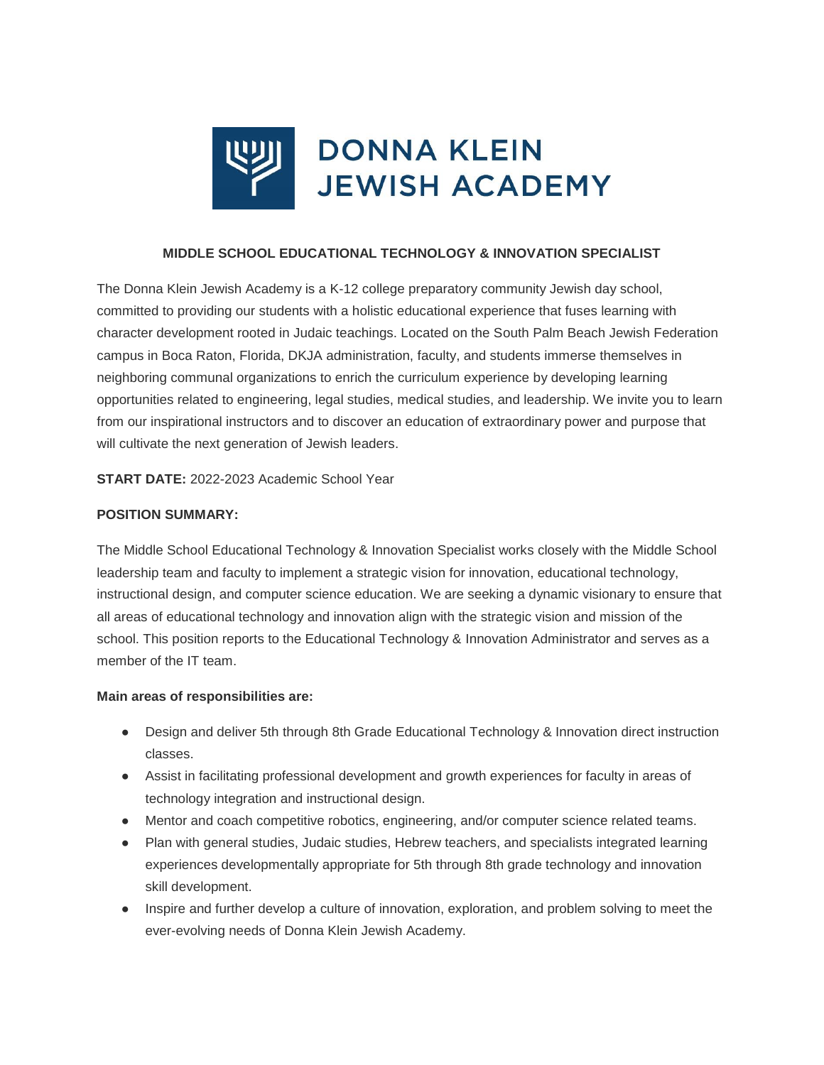DONNA KLEIN JEWISH ACADEMY

## MIDDLE SCHOOL EDUCATIONAL TECHNOLOGY & INNOVATION SPECIALIST

The Donna Klein Jewish Academy is a K-12 college preparatory community Jewish day school, committed to providing our students with a holistic educational experience that fuses learning with character development rooted in Judaic teachings. Located on the South Palm Beach Jewish Federation campus in Boca Raton, Florida, DKJA administration, faculty, and students immerse themselves in neighboring communal organizations to enrich the curriculum experience by developing learning opportunities related to engineering, legal studies, medical studies, and leadership. We invite you to learn from our inspirational instructors and to discover an education of extraordinary power and purpose that will cultivate the next generation of Jewish leaders.

**START DATE:** 2022-2023 Academic School Year

**POSITION SUMMARY:**

The Middle School Educational Technology & Innovation Specialist works closely with the Middle School leadership team and faculty to implement a strategic vision for innovation, educational technology, instructional design, and computer science education. We are seeking a dynamic visionary to ensure that all areas of educational technology and innovation align with the strategic vision and mission of the school. This position reports to the Educational Technology & Innovation Administrator and serves as a member of the IT team.

**Main areas of responsibilities are:**

- Design and deliver 5th through 8th Grade Educational Technology & Innovation direct instruction classes.
- Assist in facilitating professional development and growth experiences for faculty in areas of technology integration and instructional design.
- Mentor and coach competitive robotics, engineering, and/or computer science related teams.
- Plan with general studies, Judaic studies, Hebrew teachers, and specialists integrated learning experiences developmentally appropriate for 5th through 8th grade technology and innovation skill development.
- Inspire and further develop a culture of innovation, exploration, and problem solving to meet the ever-evolving needs of Donna Klein Jewish Academy.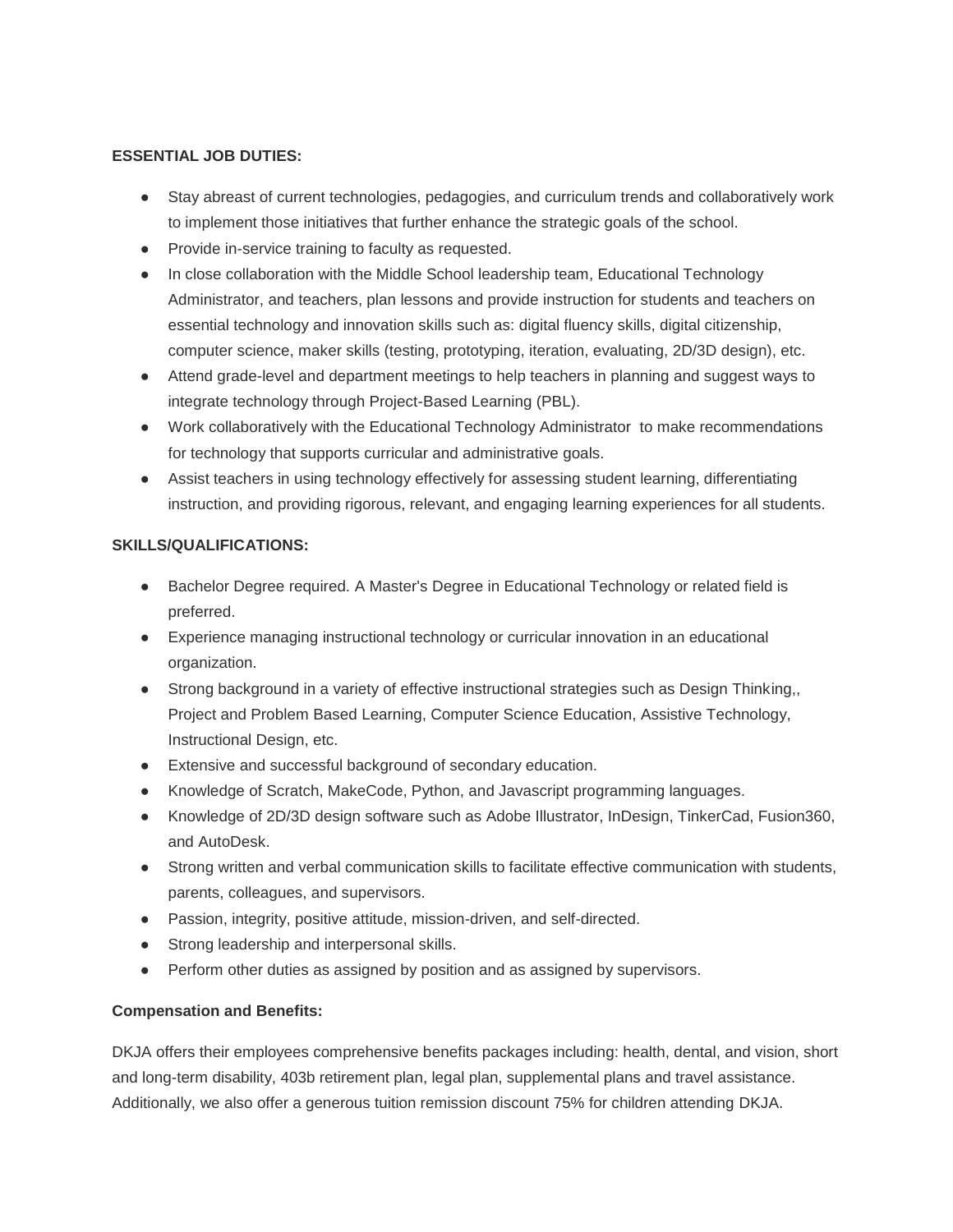**ESSENTIAL JOB DUTIES:**

- Stay abreast of current technologies, pedagogies, and curriculum trends and collaboratively work to implement those initiatives that further enhance the strategic goals of the school.
- Provide in-service training to faculty as requested.
- In close collaboration with the Middle School leadership team, Educational Technology Administrator, and teachers, plan lessons and provide instruction for students and teachers on essential technology and innovation skills such as: digital fluency skills, digital citizenship, computer science, maker skills (testing, prototyping, iteration, evaluating, 2D/3D design), etc.
- Attend grade-level and department meetings to help teachers in planning and suggest ways to integrate technology through Project-Based Learning (PBL).
- Work collaboratively with the Educational Technology Administrator to make recommendations for technology that supports curricular and administrative goals.
- Assist teachers in using technology effectively for assessing student learning, differentiating instruction, and providing rigorous, relevant, and engaging learning experiences for all students.

**SKILLS/QUALIFICATIONS:**

- Bachelor Degree required. A Master's Degree in Educational Technology or related field is preferred.
- Experience managing instructional technology or curricular innovation in an educational organization.
- Strong background in a variety of effective instructional strategies such as Design Thinking,, Project and Problem Based Learning, Computer Science Education, Assistive Technology, Instructional Design, etc.
- Extensive and successful background of secondary education.
- Knowledge of Scratch, MakeCode, Python, and Javascript programming languages.
- Knowledge of 2D/3D design software such as Adobe Illustrator, InDesign, TinkerCad, Fusion360, and AutoDesk.
- Strong written and verbal communication skills to facilitate effective communication with students, parents, colleagues, and supervisors.
- Passion, integrity, positive attitude, mission-driven, and self-directed.
- Strong leadership and interpersonal skills.
- Perform other duties as assigned by position and as assigned by supervisors.

**Compensation and Benefits:**

DKJA offers their employees comprehensive benefits packages including: health, dental, and vision, short and long-term disability, 403b retirement plan, legal plan, supplemental plans and travel assistance. Additionally, we also offer a generous tuition remission discount 75% for children attending DKJA.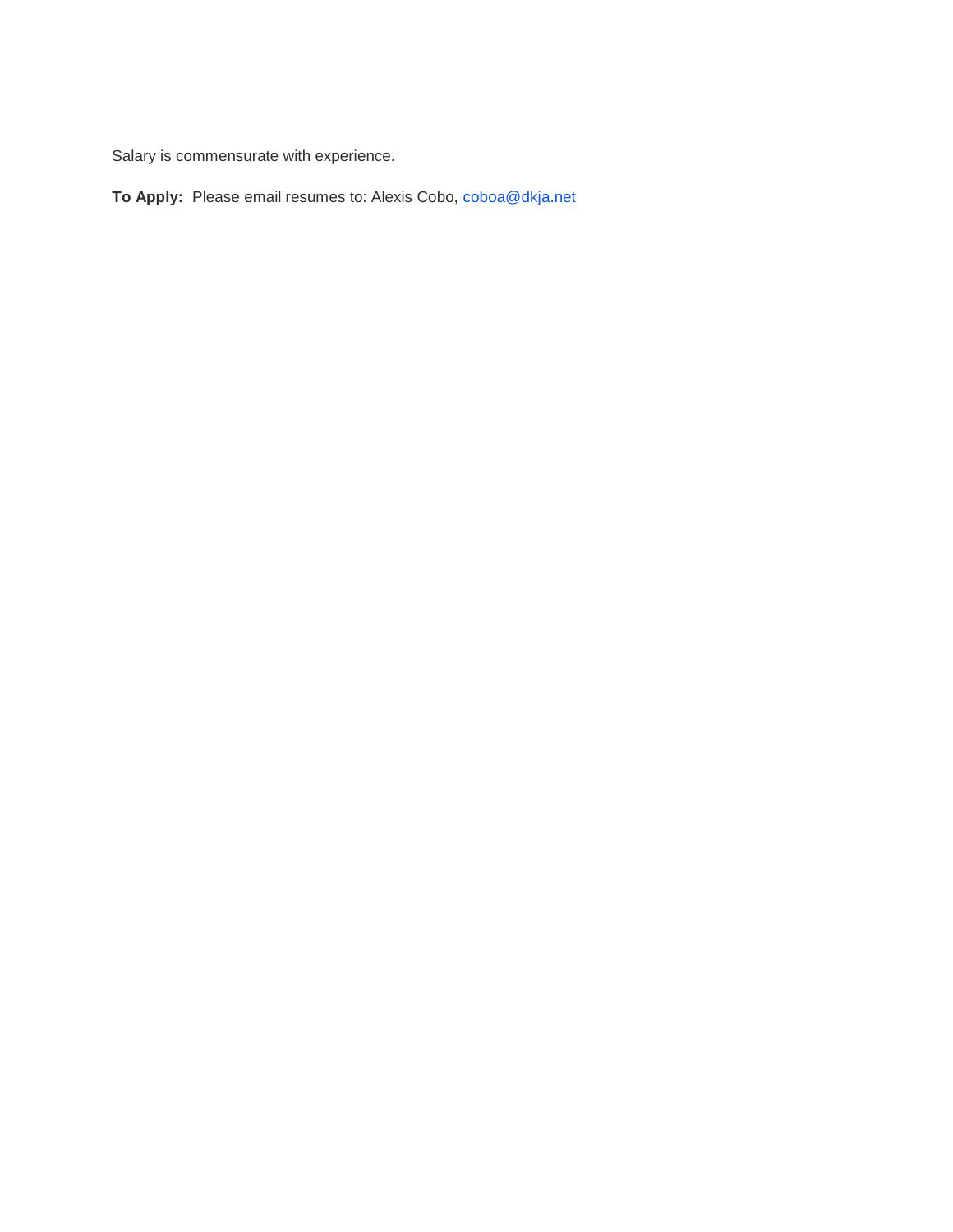Salary is commensurate with experience.

**To Apply:** Please email resumes to: Alexis Cobo, coboa@dkja.net